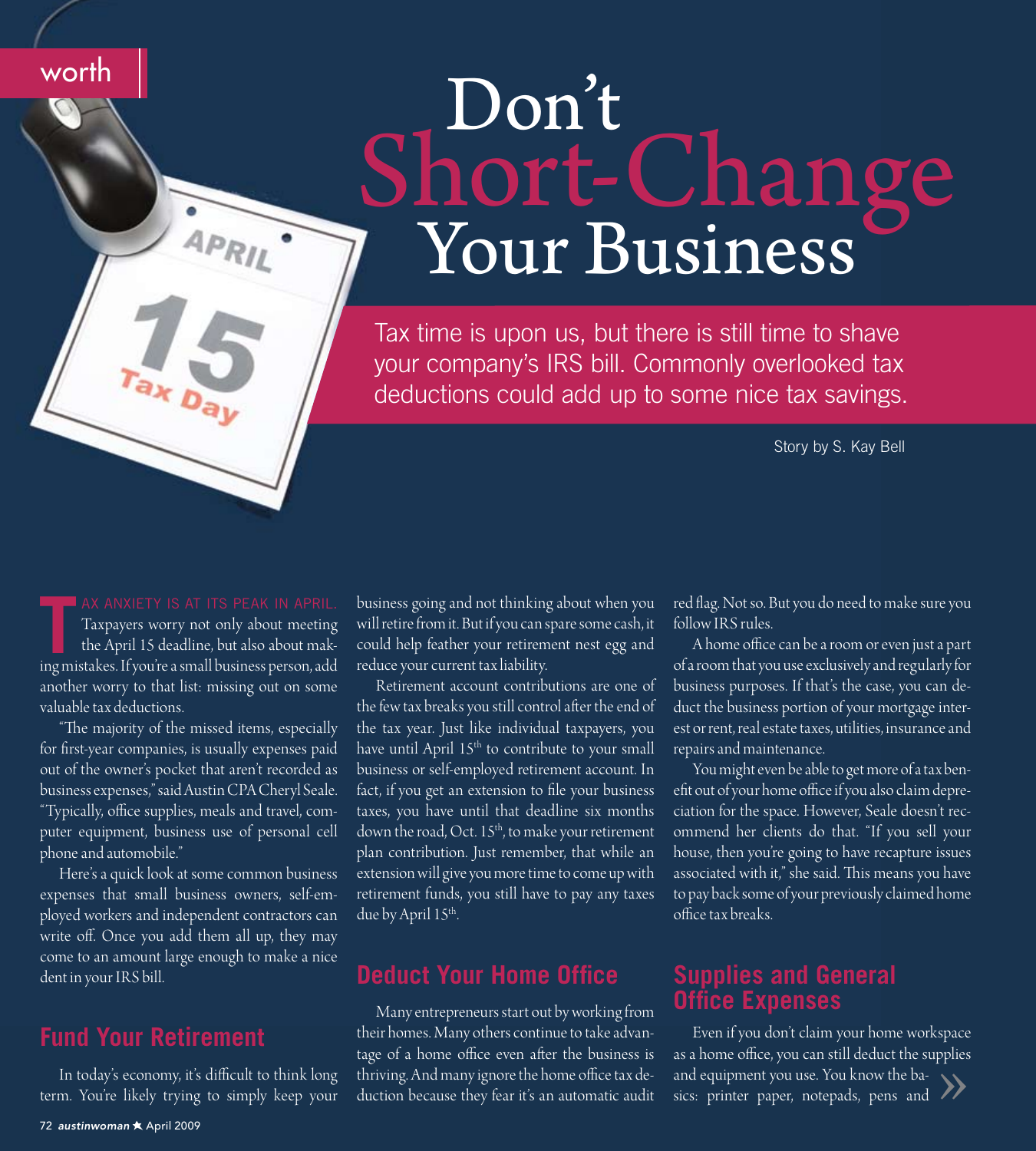worth

# Don't Short-Change Your Business

Tax time is upon us, but there is still time to shave your company's IRS bill. Commonly overlooked tax deductions could add up to some nice tax savings.

Story by S. Kay Bell

TAX ANXIETY IS AT ITS PEAK IN APRIL. Taxpayers worry not only about meeting the April 15 deadline, but also about making mistakes. If you're a small business person, add another worry to that list: missing out on some valuable tax deductions.

"The majority of the missed items, especially for first-year companies, is usually expenses paid out of the owner's pocket that aren't recorded as business expenses," said Austin CPA Cheryl Seale. "Typically, office supplies, meals and travel, computer equipment, business use of personal cell phone and automobile."

Here's a quick look at some common business expenses that small business owners, self-employed workers and independent contractors can write off. Once you add them all up, they may come to an amount large enough to make a nice dent in your IRS bill.

## Fund Your Retirement

In today's economy, it's difficult to think long term. You're likely trying to simply keep your business going and not thinking about when you will retire from it. But if you can spare some cash, it could help feather your retirement nest egg and reduce your current tax liability.

Retirement account contributions are one of the few tax breaks you still control after the end of the tax year. Just like individual taxpayers, you have until April 15th to contribute to your small business or self-employed retirement account. In fact, if you get an extension to file your business taxes, you have until that deadline six months down the road, Oct. 15th, to make your retirement plan contribution. Just remember, that while an extension will give you more time to come up with retirement funds, you still have to pay any taxes due by April 15th.

## Deduct Your Home Office

Many entrepreneurs start out by working from their homes. Many others continue to take advantage of a home office even after the business is thriving. And many ignore the home office tax deduction because they fear it's an automatic audit red flag. Not so. But you do need to make sure you follow IRS rules.

A home office can be a room or even just a part of a room that you use exclusively and regularly for business purposes. If that's the case, you can deduct the business portion of your mortgage interest or rent, real estate taxes, utilities, insurance and repairs and maintenance.

You might even be able to get more of a tax benefit out of your home office if you also claim depreciation for the space. However, Seale doesn't recommend her clients do that. "If you sell your house, then you're going to have recapture issues associated with it," she said. This means you have to pay back some of your previously claimed home office tax breaks.

## Supplies and General Office Expenses

Even if you don't claim your home workspace as a home office, you can still deduct the supplies and equipment you use. You know the basics: printer paper, notepads, pens and »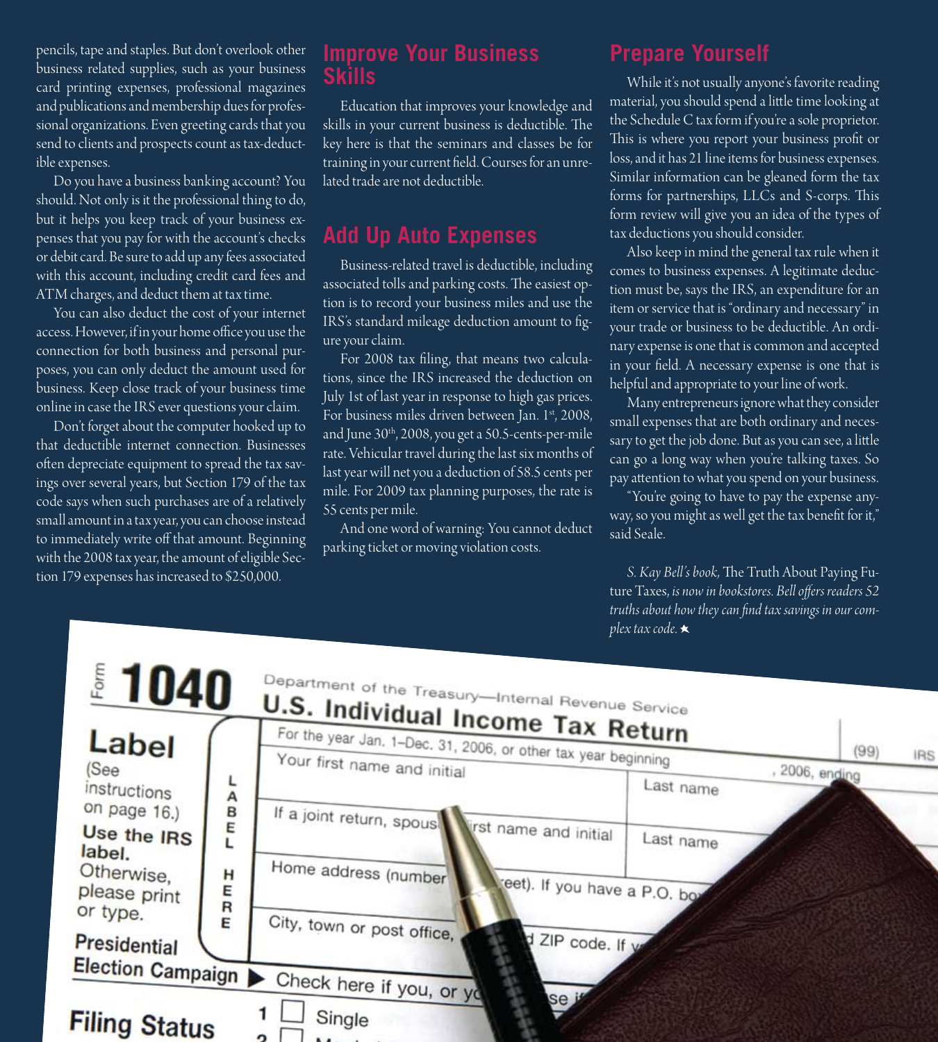pencils, tape and staples. But don't overlook other business related supplies, such as your business card printing expenses, professional magazines and publications and membership dues for professional organizations. Even greeting cards that you send to clients and prospects count as tax-deductible expenses.

Do you have a business banking account? You should. Not only is it the professional thing to do, but it helps you keep track of your business expenses that you pay for with the account's checks or debit card. Be sure to add up any fees associated with this account, including credit card fees and ATM charges, and deduct them at tax time.

You can also deduct the cost of your internet access. However, if in your home office you use the connection for both business and personal purposes, you can only deduct the amount used for business. Keep close track of your business time online in case the IRS ever questions your claim.

Don't forget about the computer hooked up to that deductible internet connection. Businesses often depreciate equipment to spread the tax savings over several years, but Section 179 of the tax code says when such purchases are of a relatively small amount in a tax year, you can choose instead to immediately write off that amount. Beginning with the 2008 tax year, the amount of eligible Section 179 expenses has increased to $250,000.

## Improve Your Business Skills

Education that improves your knowledge and skills in your current business is deductible. The key here is that the seminars and classes be for training in your current field. Courses for an unrelated trade are not deductible.

## Add Up Auto Expenses

Business-related travel is deductible, including associated tolls and parking costs. The easiest option is to record your business miles and use the IRS's standard mileage deduction amount to figure your claim.

For 2008 tax filing, that means two calculations, since the IRS increased the deduction on July 1st of last year in response to high gas prices. For business miles driven between Jan. 1st, 2008, and June 30th, 2008, you get a 50.5-cents-per-mile rate. Vehicular travel during the last six months of last year will net you a deduction of 58.5 cents per mile. For 2009 tax planning purposes, the rate is 55 cents per mile.

And one word of warning: You cannot deduct parking ticket or moving violation costs.

## Prepare Yourself

While it's not usually anyone's favorite reading material, you should spend a little time looking at the Schedule C tax form if you're a sole proprietor. This is where you report your business profit or loss, and it has 21 line items for business expenses. Similar information can be gleaned form the tax forms for partnerships, LLCs and S-corps. This form review will give you an idea of the types of tax deductions you should consider.

Also keep in mind the general tax rule when it comes to business expenses. A legitimate deduction must be, says the IRS, an expenditure for an item or service that is "ordinary and necessary" in your trade or business to be deductible. An ordinary expense is one that is common and accepted in your field. A necessary expense is one that is helpful and appropriate to your line of work.

Many entrepreneurs ignore what they consider small expenses that are both ordinary and necessary to get the job done. But as you can see, a little can go a long way when you're talking taxes. So pay attention to what you spend on your business.

"You're going to have to pay the expense anyway, so you might as well get the tax benefit for it," said Seale.

*S. Kay Bell's book,* The Truth About Paying Future Taxes, *is now in bookstores. Bell offers readers 52 truths about how they can find tax savings in our complex tax code.* ★